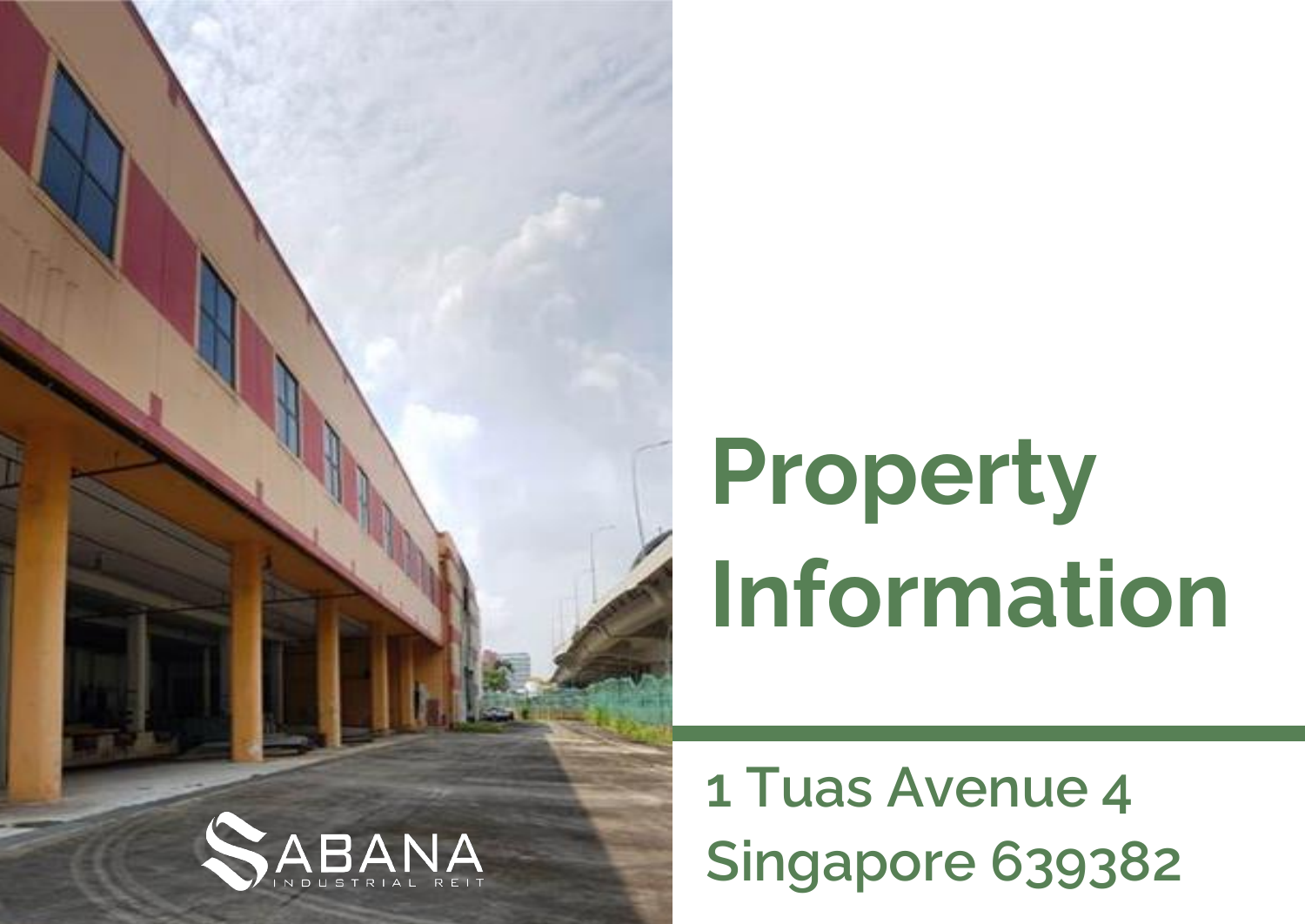# Property Information

1 Tuas Avenue 4
Singapore 639382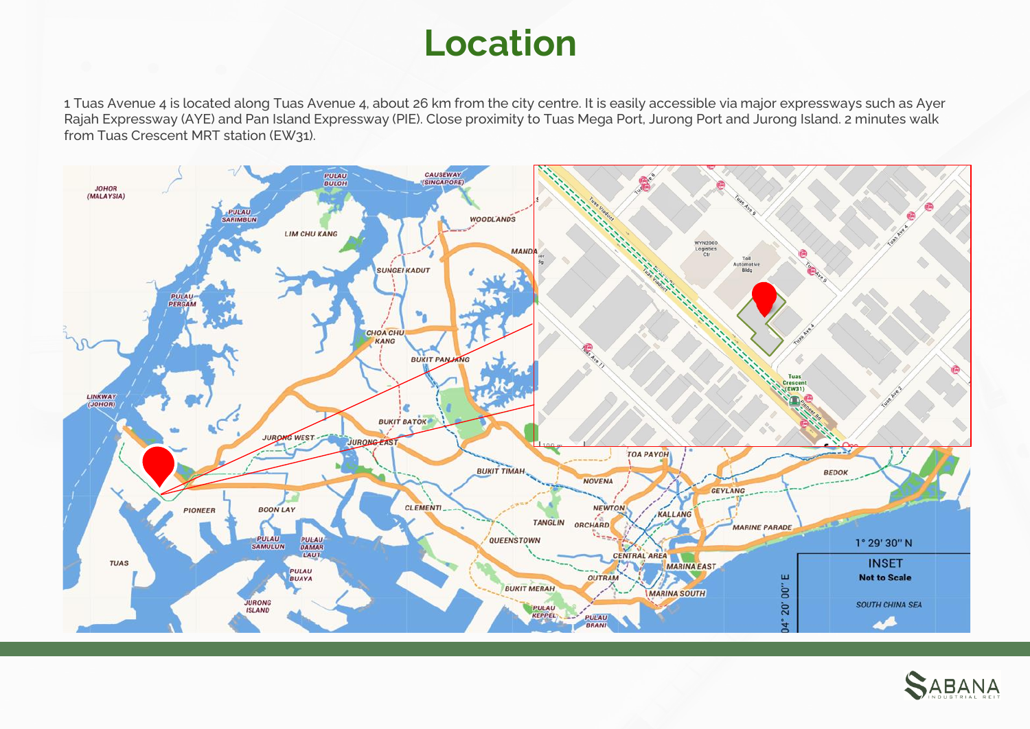# Location

1 Tuas Avenue 4 is located along Tuas Avenue 4, about 26 km from the city centre. It is easily accessible via major expressways such as Ayer Rajah Expressway (AYE) and Pan Island Expressway (PIE). Close proximity to Tuas Mega Port, Jurong Port and Jurong Island. 2 minutes walk from Tuas Crescent MRT station (EW31).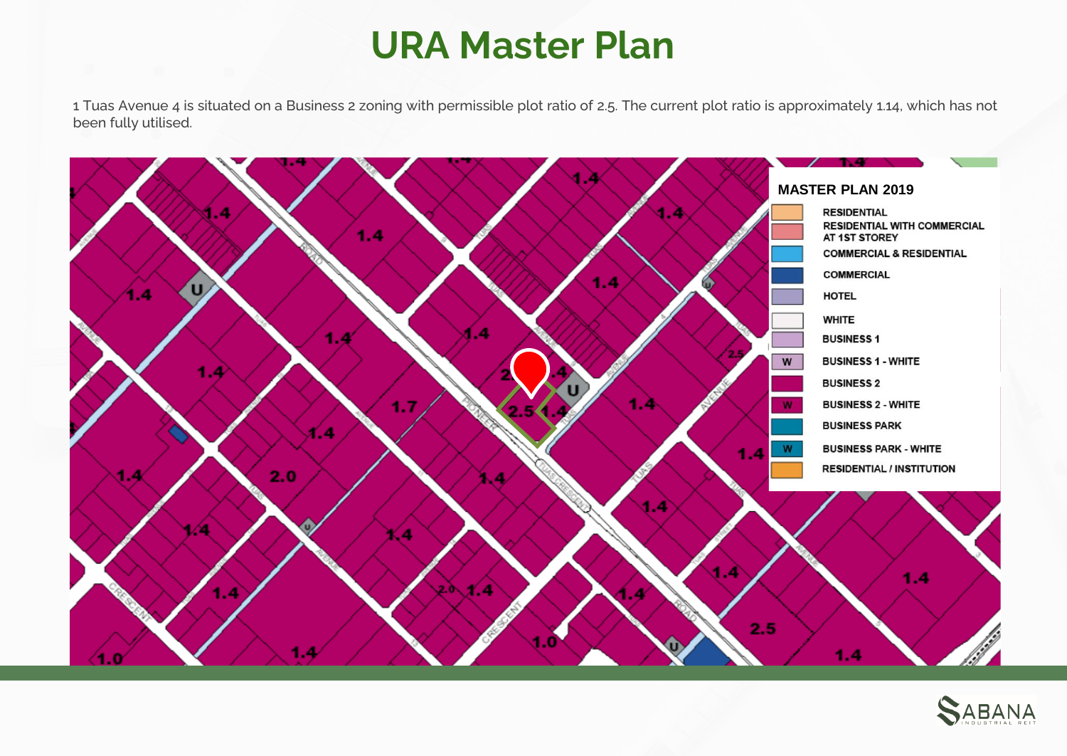# URA Master Plan

1 Tuas Avenue 4 is situated on a Business 2 zoning with permissible plot ratio of 2.5. The current plot ratio is approximately 1.14, which has not been fully utilised.

MASTER PLAN 2019

RESIDENTIAL

RESIDENTIAL WITH COMMERCIAL AT 1ST STOREY

COMMERCIAL & RESIDENTIAL

COMMERCIAL

HOTEL

WHITE

BUSINESS 1

BUSINESS 1 - WHITE

BUSINESS 2

BUSINESS 2 - WHITE

BUSINESS PARK

BUSINESS PARK - WHITE

RESIDENTIAL / INSTITUTION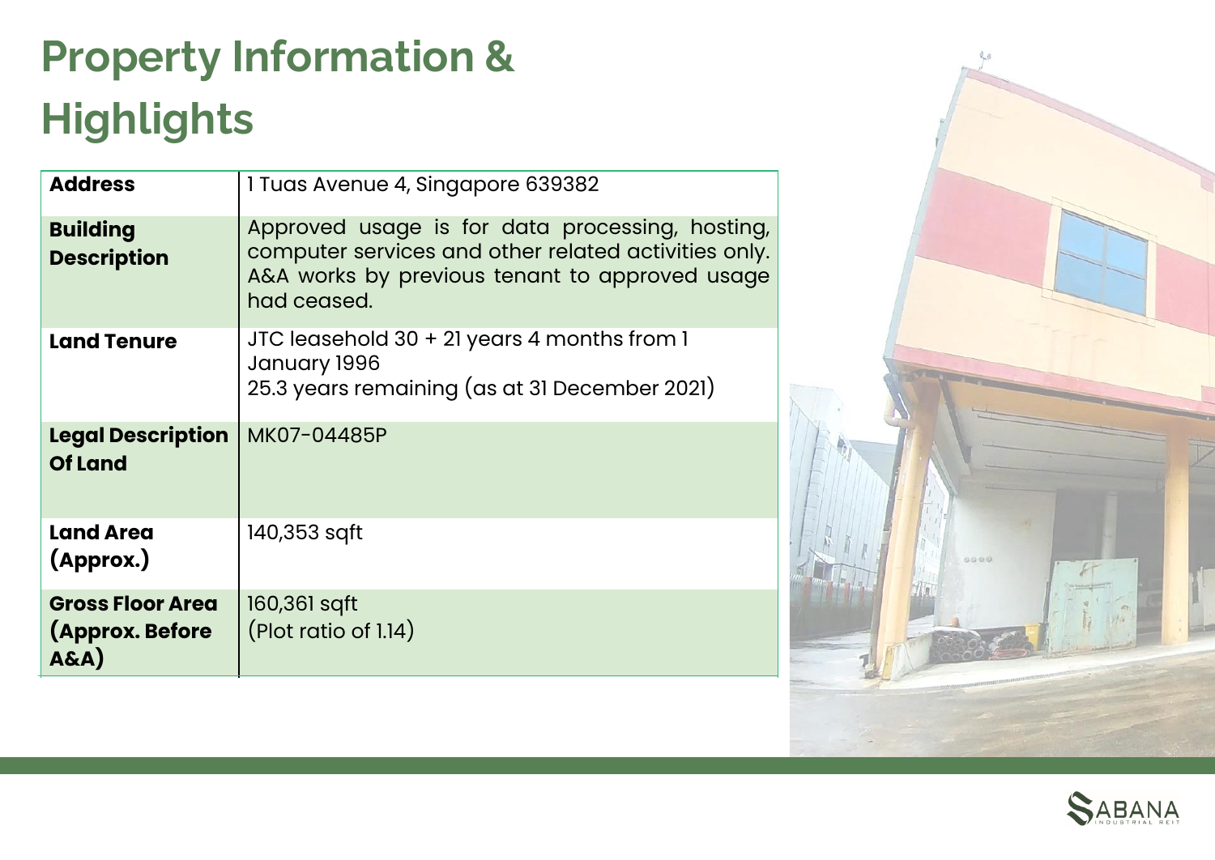# Property Information & Highlights

| | |
|---|---|
| **Address** | 1 Tuas Avenue 4, Singapore 639382 |
| **Building Description** | Approved usage is for data processing, hosting, computer services and other related activities only. A&A works by previous tenant to approved usage had ceased. |
| **Land Tenure** | JTC leasehold 30 + 21 years 4 months from 1 January 1996<br>25.3 years remaining (as at 31 December 2021) |
| **Legal Description Of Land** | MK07-04485P |
| **Land Area (Approx.)** | 140,353 sqft |
| **Gross Floor Area (Approx. Before A&A)** | 160,361 sqft<br>(Plot ratio of 1.14) |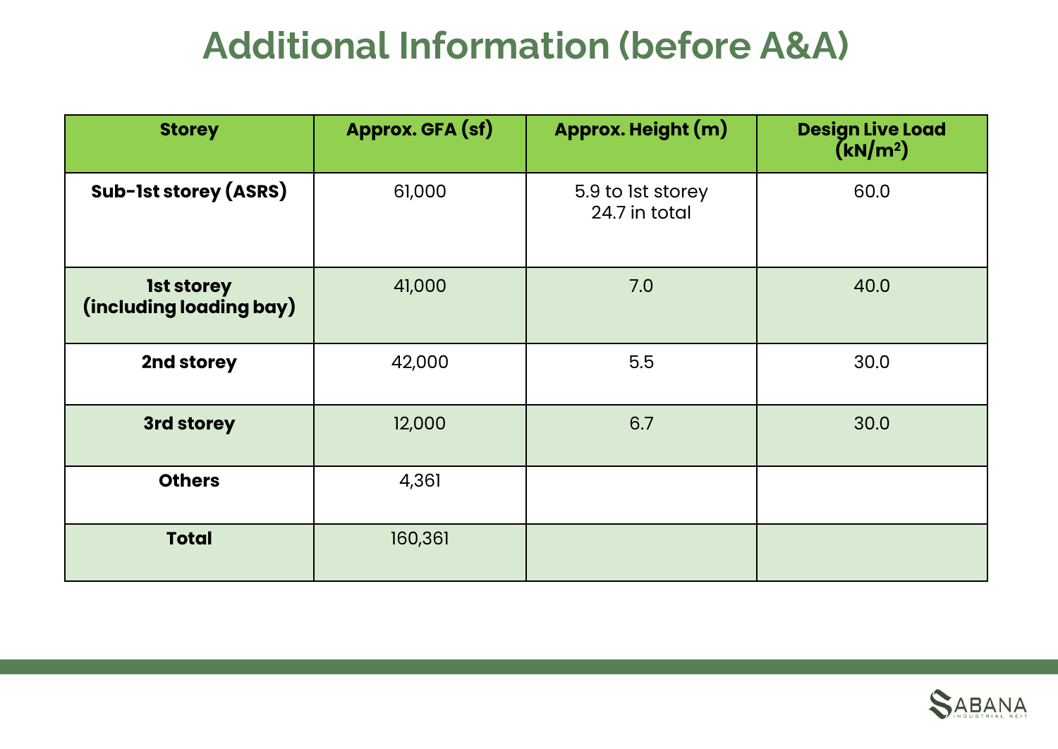# Additional Information (before A&A)

| Storey | Approx. GFA (sf) | Approx. Height (m) | Design Live Load ($kN/m^2$) |
|---|---|---|---|
| **Sub-1st storey (ASRS)** | 61,000 | 5.9 to 1st storey<br>24.7 in total | 60.0 |
| **1st storey (including loading bay)** | 41,000 | 7.0 | 40.0 |
| **2nd storey** | 42,000 | 5.5 | 30.0 |
| **3rd storey** | 12,000 | 6.7 | 30.0 |
| **Others** | 4,361 | | |
| **Total** | 160,361 | | |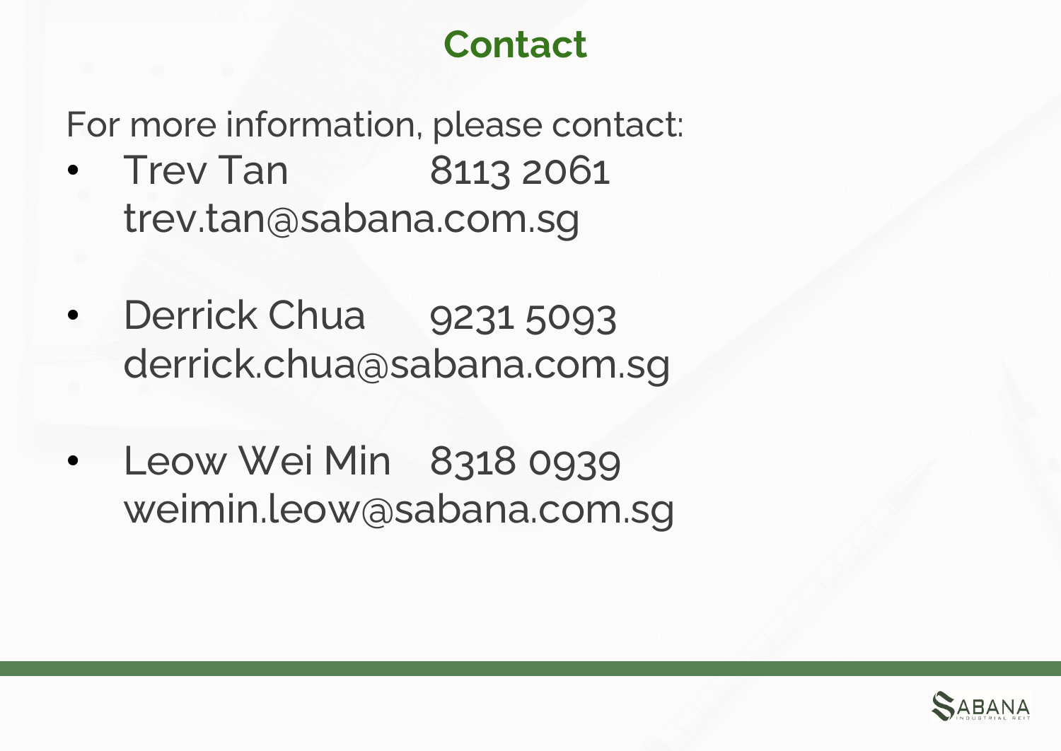# Contact

For more information, please contact:

- Trev Tan 8113 2061
  trev.tan@sabana.com.sg

- Derrick Chua 9231 5093
  derrick.chua@sabana.com.sg

- Leow Wei Min 8318 0939
  weimin.leow@sabana.com.sg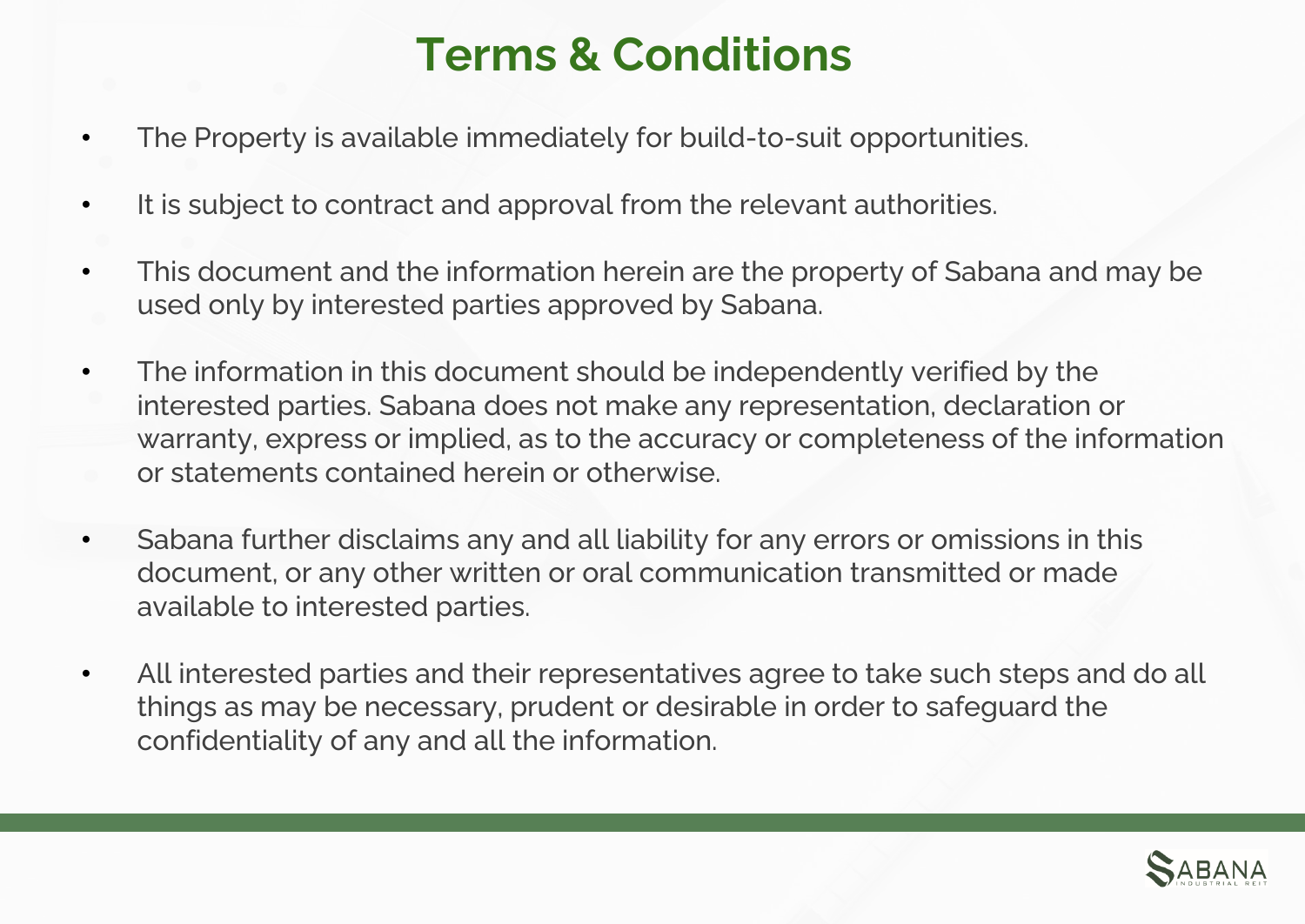# Terms & Conditions

- The Property is available immediately for build-to-suit opportunities.
- It is subject to contract and approval from the relevant authorities.
- This document and the information herein are the property of Sabana and may be used only by interested parties approved by Sabana.
- The information in this document should be independently verified by the interested parties. Sabana does not make any representation, declaration or warranty, express or implied, as to the accuracy or completeness of the information or statements contained herein or otherwise.
- Sabana further disclaims any and all liability for any errors or omissions in this document, or any other written or oral communication transmitted or made available to interested parties.
- All interested parties and their representatives agree to take such steps and do all things as may be necessary, prudent or desirable in order to safeguard the confidentiality of any and all the information.